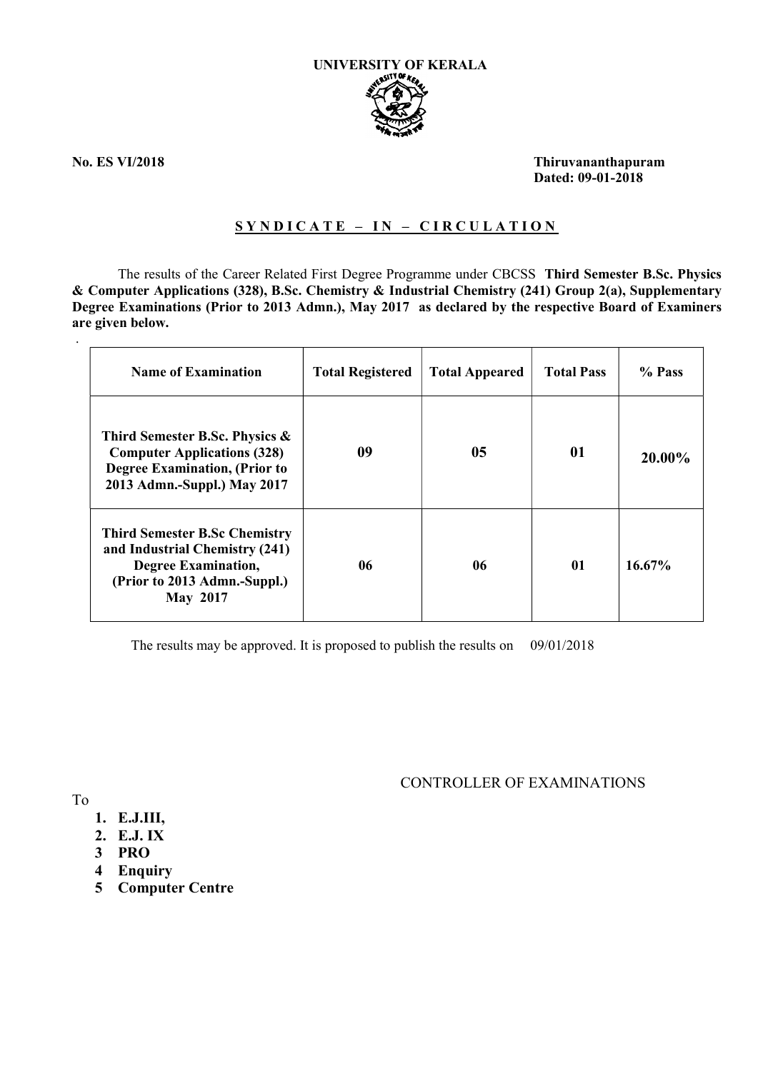# UNIVERSITY OF KERALA

**No. ES VI/2018**

**Thiruvananthapuram**
**Dated: 09-01-2018**

## SYNDICATE – IN – CIRCULATION

The results of the Career Related First Degree Programme under CBCSS **Third Semester B.Sc. Physics & Computer Applications (328), B.Sc. Chemistry & Industrial Chemistry (241) Group 2(a), Supplementary Degree Examinations (Prior to 2013 Admn.), May 2017 as declared by the respective Board of Examiners are given below.**

| Name of Examination | Total Registered | Total Appeared | Total Pass | % Pass |
|---|---|---|---|---|
| **Third Semester B.Sc. Physics & Computer Applications (328) Degree Examination, (Prior to 2013 Admn.-Suppl.) May 2017** | **09** | **05** | **01** | **20.00%** |
| **Third Semester B.Sc Chemistry and Industrial Chemistry (241) Degree Examination, (Prior to 2013 Admn.-Suppl.) May 2017** | **06** | **06** | **01** | **16.67%** |

The results may be approved. It is proposed to publish the results on 09/01/2018

CONTROLLER OF EXAMINATIONS

To

1. **E.J.III,**
2. **E.J. IX**
3. **PRO**
4. **Enquiry**
5. **Computer Centre**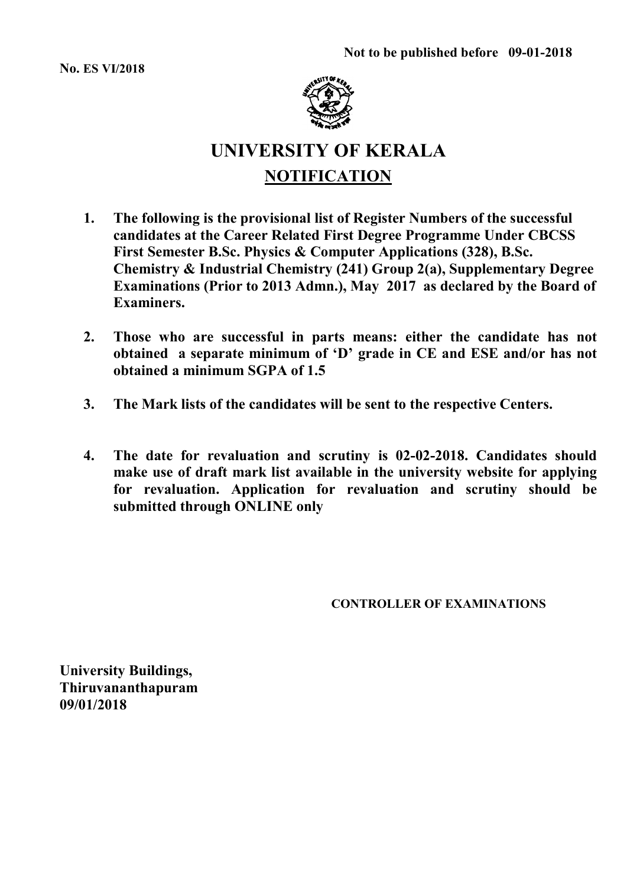**Not to be published before 09-01-2018**

**No. ES VI/2018**

# UNIVERSITY OF KERALA

## NOTIFICATION

1. **The following is the provisional list of Register Numbers of the successful candidates at the Career Related First Degree Programme Under CBCSS First Semester B.Sc. Physics & Computer Applications (328), B.Sc. Chemistry & Industrial Chemistry (241) Group 2(a), Supplementary Degree Examinations (Prior to 2013 Admn.), May 2017 as declared by the Board of Examiners.**

2. **Those who are successful in parts means: either the candidate has not obtained a separate minimum of 'D' grade in CE and ESE and/or has not obtained a minimum SGPA of 1.5**

3. **The Mark lists of the candidates will be sent to the respective Centers.**

4. **The date for revaluation and scrutiny is 02-02-2018. Candidates should make use of draft mark list available in the university website for applying for revaluation. Application for revaluation and scrutiny should be submitted through ONLINE only**

**CONTROLLER OF EXAMINATIONS**

**University Buildings,**
**Thiruvananthapuram**
**09/01/2018**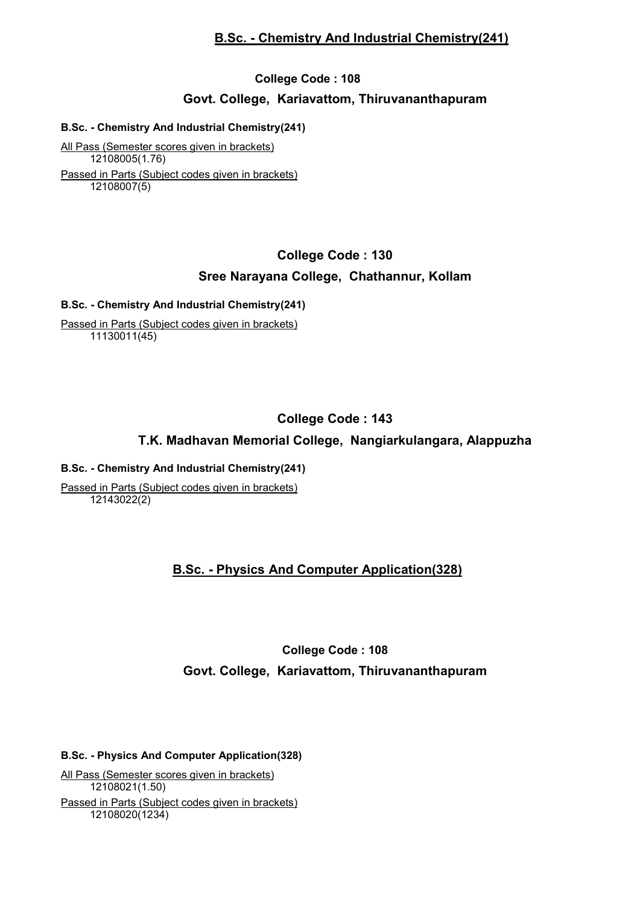## B.Sc. - Chemistry And Industrial Chemistry(241)

### College Code : 108

### Govt. College, Kariavattom, Thiruvananthapuram

**B.Sc. - Chemistry And Industrial Chemistry(241)**

All Pass (Semester scores given in brackets)
12108005(1.76)

Passed in Parts (Subject codes given in brackets)
12108007(5)

### College Code : 130

### Sree Narayana College, Chathannur, Kollam

**B.Sc. - Chemistry And Industrial Chemistry(241)**

Passed in Parts (Subject codes given in brackets)
11130011(45)

### College Code : 143

### T.K. Madhavan Memorial College, Nangiarkulangara, Alappuzha

**B.Sc. - Chemistry And Industrial Chemistry(241)**

Passed in Parts (Subject codes given in brackets)
12143022(2)

## B.Sc. - Physics And Computer Application(328)

### College Code : 108

### Govt. College, Kariavattom, Thiruvananthapuram

**B.Sc. - Physics And Computer Application(328)**

All Pass (Semester scores given in brackets)
12108021(1.50)

Passed in Parts (Subject codes given in brackets)
12108020(1234)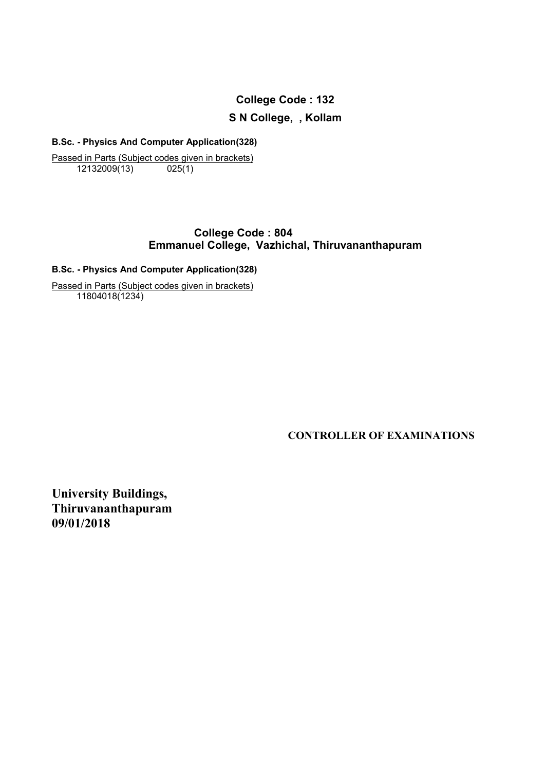## College Code : 132

## S N College, , Kollam

**B.Sc. - Physics And Computer Application(328)**

Passed in Parts (Subject codes given in brackets)

12132009(13) 025(1)

## College Code : 804

## Emmanuel College, Vazhichal, Thiruvananthapuram

**B.Sc. - Physics And Computer Application(328)**

Passed in Parts (Subject codes given in brackets)

11804018(1234)

**CONTROLLER OF EXAMINATIONS**

**University Buildings,**
**Thiruvananthapuram**
**09/01/2018**